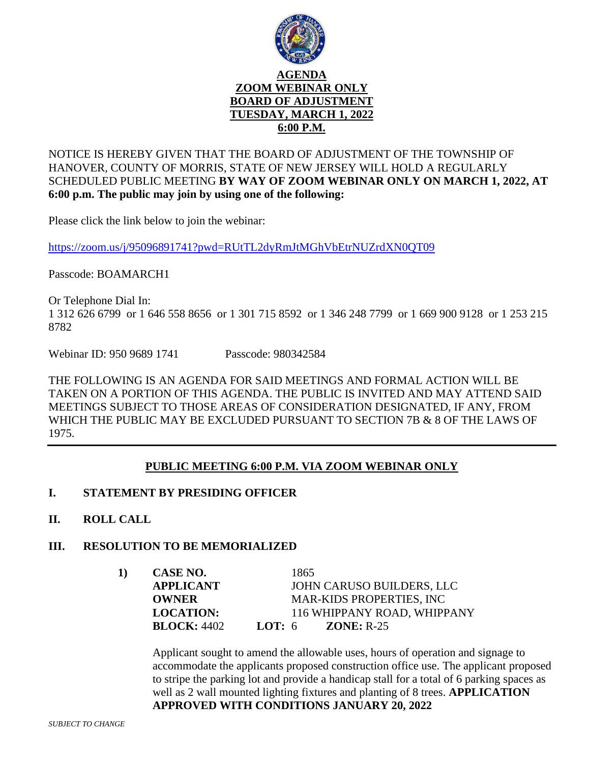**AGENDA**
**ZOOM WEBINAR ONLY**
**BOARD OF ADJUSTMENT**
**TUESDAY, MARCH 1, 2022**
**6:00 P.M.**

NOTICE IS HEREBY GIVEN THAT THE BOARD OF ADJUSTMENT OF THE TOWNSHIP OF HANOVER, COUNTY OF MORRIS, STATE OF NEW JERSEY WILL HOLD A REGULARLY SCHEDULED PUBLIC MEETING **BY WAY OF ZOOM WEBINAR ONLY ON MARCH 1, 2022, AT 6:00 p.m. The public may join by using one of the following:**

Please click the link below to join the webinar:

https://zoom.us/j/95096891741?pwd=RUtTL2dyRmJtMGhVbEtrNUZrdXN0QT09

Passcode: BOAMARCH1

Or Telephone Dial In:
1 312 626 6799 or 1 646 558 8656 or 1 301 715 8592 or 1 346 248 7799 or 1 669 900 9128 or 1 253 215 8782

Webinar ID: 950 9689 1741 Passcode: 980342584

THE FOLLOWING IS AN AGENDA FOR SAID MEETINGS AND FORMAL ACTION WILL BE TAKEN ON A PORTION OF THIS AGENDA. THE PUBLIC IS INVITED AND MAY ATTEND SAID MEETINGS SUBJECT TO THOSE AREAS OF CONSIDERATION DESIGNATED, IF ANY, FROM WHICH THE PUBLIC MAY BE EXCLUDED PURSUANT TO SECTION 7B & 8 OF THE LAWS OF 1975.

---

## PUBLIC MEETING 6:00 P.M. VIA ZOOM WEBINAR ONLY

**I. STATEMENT BY PRESIDING OFFICER**

**II. ROLL CALL**

**III. RESOLUTION TO BE MEMORIALIZED**

1) **CASE NO.** 1865
**APPLICANT** JOHN CARUSO BUILDERS, LLC
**OWNER** MAR-KIDS PROPERTIES, INC
**LOCATION:** 116 WHIPPANY ROAD, WHIPPANY
**BLOCK:** 4402 **LOT:** 6 **ZONE:** R-25

Applicant sought to amend the allowable uses, hours of operation and signage to accommodate the applicants proposed construction office use. The applicant proposed to stripe the parking lot and provide a handicap stall for a total of 6 parking spaces as well as 2 wall mounted lighting fixtures and planting of 8 trees. **APPLICATION APPROVED WITH CONDITIONS JANUARY 20, 2022**

*SUBJECT TO CHANGE*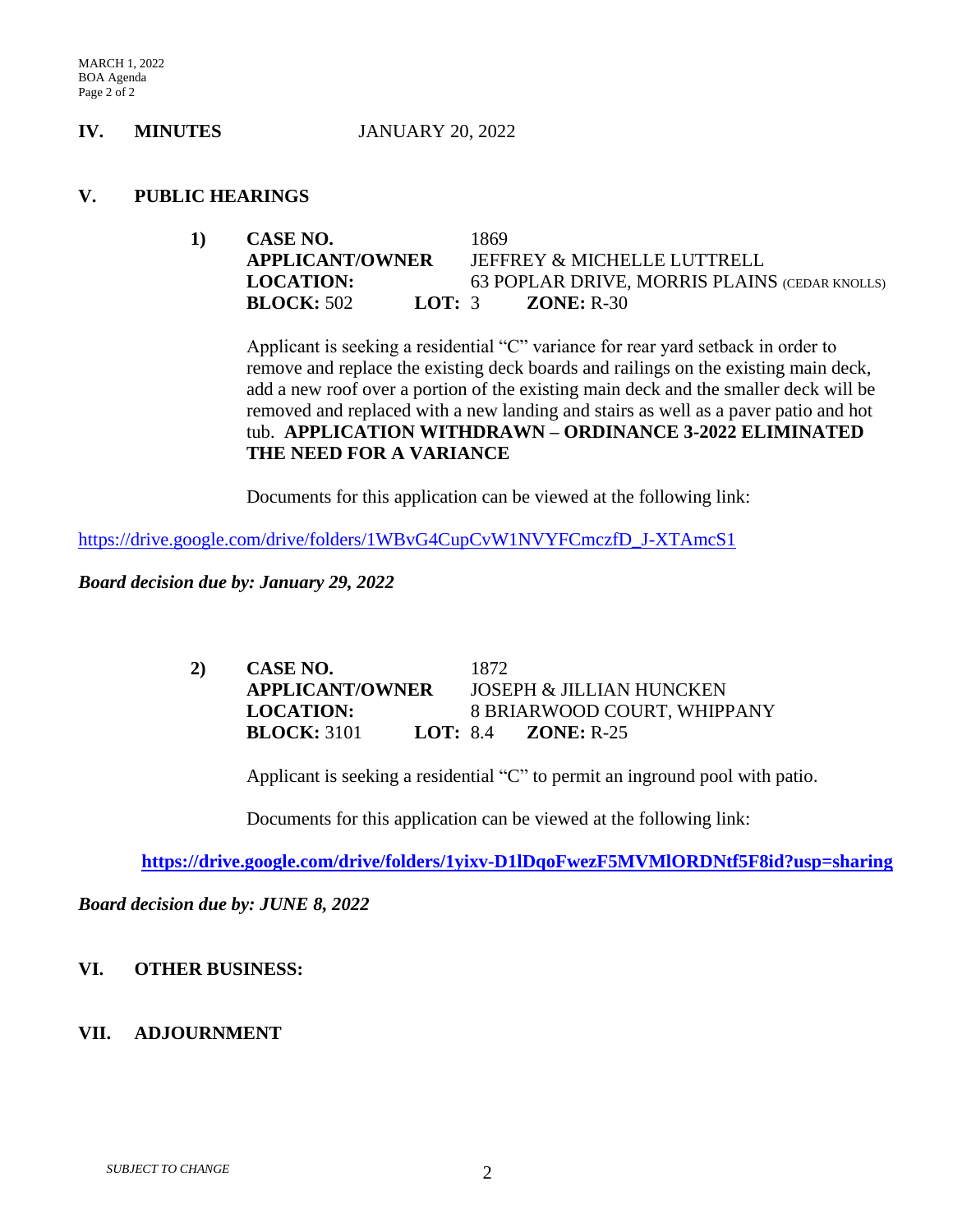## IV. MINUTES — JANUARY 20, 2022

## V. PUBLIC HEARINGS

**1) CASE NO.** 1869
**APPLICANT/OWNER** JEFFREY & MICHELLE LUTTRELL
**LOCATION:** 63 POPLAR DRIVE, MORRIS PLAINS (CEDAR KNOLLS)
**BLOCK:** 502 **LOT:** 3 **ZONE:** R-30

Applicant is seeking a residential "C" variance for rear yard setback in order to remove and replace the existing deck boards and railings on the existing main deck, add a new roof over a portion of the existing main deck and the smaller deck will be removed and replaced with a new landing and stairs as well as a paver patio and hot tub. **APPLICATION WITHDRAWN – ORDINANCE 3-2022 ELIMINATED THE NEED FOR A VARIANCE**

Documents for this application can be viewed at the following link:

https://drive.google.com/drive/folders/1WBvG4CupCvW1NVYFCmczfD_J-XTAmcS1

***Board decision due by: January 29, 2022***

**2) CASE NO.** 1872
**APPLICANT/OWNER** JOSEPH & JILLIAN HUNCKEN
**LOCATION:** 8 BRIARWOOD COURT, WHIPPANY
**BLOCK:** 3101 **LOT:** 8.4 **ZONE:** R-25

Applicant is seeking a residential "C" to permit an inground pool with patio.

Documents for this application can be viewed at the following link:

**https://drive.google.com/drive/folders/1yixv-D1lDqoFwezF5MVMlORDNtf5F8id?usp=sharing**

***Board decision due by: JUNE 8, 2022***

## VI. OTHER BUSINESS:

## VII. ADJOURNMENT

*SUBJECT TO CHANGE*